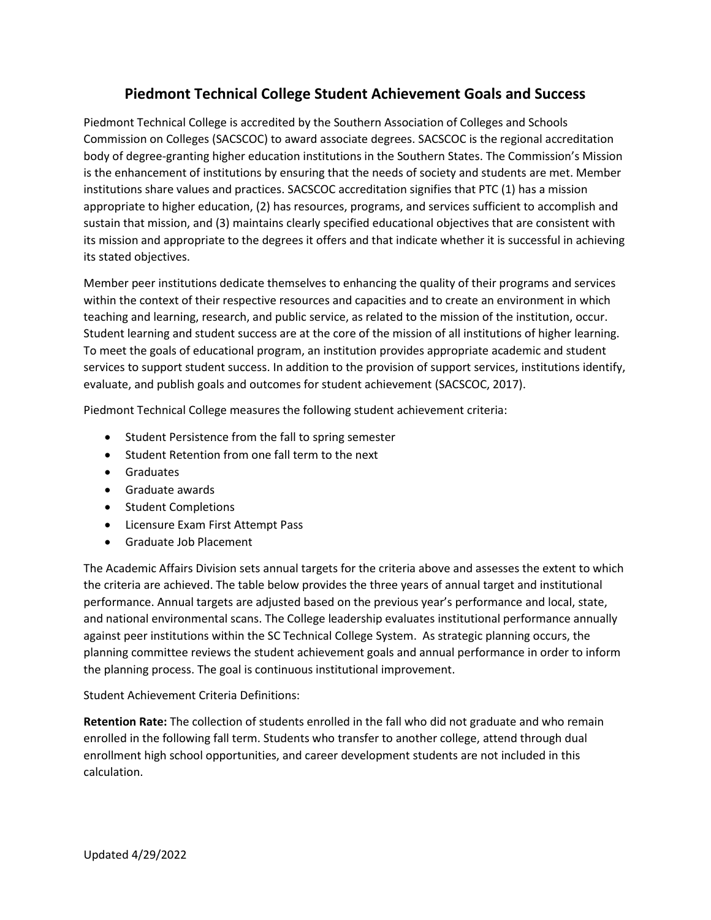# Piedmont Technical College Student Achievement Goals and Success

Piedmont Technical College is accredited by the Southern Association of Colleges and Schools Commission on Colleges (SACSCOC) to award associate degrees. SACSCOC is the regional accreditation body of degree-granting higher education institutions in the Southern States. The Commission's Mission is the enhancement of institutions by ensuring that the needs of society and students are met. Member institutions share values and practices. SACSCOC accreditation signifies that PTC (1) has a mission appropriate to higher education, (2) has resources, programs, and services sufficient to accomplish and sustain that mission, and (3) maintains clearly specified educational objectives that are consistent with its mission and appropriate to the degrees it offers and that indicate whether it is successful in achieving its stated objectives.

Member peer institutions dedicate themselves to enhancing the quality of their programs and services within the context of their respective resources and capacities and to create an environment in which teaching and learning, research, and public service, as related to the mission of the institution, occur. Student learning and student success are at the core of the mission of all institutions of higher learning. To meet the goals of educational program, an institution provides appropriate academic and student services to support student success. In addition to the provision of support services, institutions identify, evaluate, and publish goals and outcomes for student achievement (SACSCOC, 2017).

Piedmont Technical College measures the following student achievement criteria:

- Student Persistence from the fall to spring semester
- Student Retention from one fall term to the next
- Graduates
- Graduate awards
- Student Completions
- Licensure Exam First Attempt Pass
- Graduate Job Placement

The Academic Affairs Division sets annual targets for the criteria above and assesses the extent to which the criteria are achieved. The table below provides the three years of annual target and institutional performance. Annual targets are adjusted based on the previous year's performance and local, state, and national environmental scans. The College leadership evaluates institutional performance annually against peer institutions within the SC Technical College System. As strategic planning occurs, the planning committee reviews the student achievement goals and annual performance in order to inform the planning process. The goal is continuous institutional improvement.

Student Achievement Criteria Definitions:

**Retention Rate:** The collection of students enrolled in the fall who did not graduate and who remain enrolled in the following fall term. Students who transfer to another college, attend through dual enrollment high school opportunities, and career development students are not included in this calculation.

Updated 4/29/2022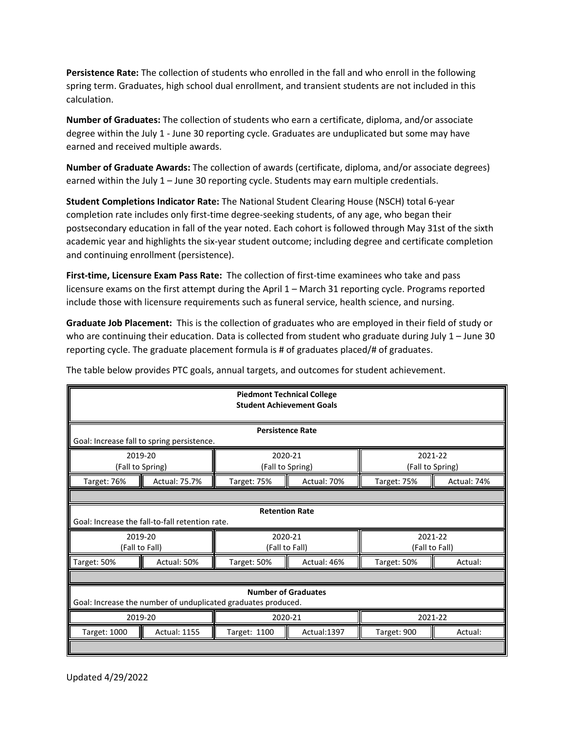**Persistence Rate:** The collection of students who enrolled in the fall and who enroll in the following spring term. Graduates, high school dual enrollment, and transient students are not included in this calculation.

**Number of Graduates:** The collection of students who earn a certificate, diploma, and/or associate degree within the July 1 - June 30 reporting cycle. Graduates are unduplicated but some may have earned and received multiple awards.

**Number of Graduate Awards:** The collection of awards (certificate, diploma, and/or associate degrees) earned within the July 1 – June 30 reporting cycle. Students may earn multiple credentials.

**Student Completions Indicator Rate:** The National Student Clearing House (NSCH) total 6-year completion rate includes only first-time degree-seeking students, of any age, who began their postsecondary education in fall of the year noted. Each cohort is followed through May 31st of the sixth academic year and highlights the six-year student outcome; including degree and certificate completion and continuing enrollment (persistence).

**First-time, Licensure Exam Pass Rate:** The collection of first-time examinees who take and pass licensure exams on the first attempt during the April 1 – March 31 reporting cycle. Programs reported include those with licensure requirements such as funeral service, health science, and nursing.

**Graduate Job Placement:** This is the collection of graduates who are employed in their field of study or who are continuing their education. Data is collected from student who graduate during July 1 – June 30 reporting cycle. The graduate placement formula is # of graduates placed/# of graduates.

The table below provides PTC goals, annual targets, and outcomes for student achievement.

| **Piedmont Technical College Student Achievement Goals** | | | | | |
|---|---|---|---|---|---|
| **Persistence Rate** Goal: Increase fall to spring persistence. | | | | | |
| 2019-20 (Fall to Spring) | | 2020-21 (Fall to Spring) | | 2021-22 (Fall to Spring) | |
| Target: 76% | Actual: 75.7% | Target: 75% | Actual: 70% | Target: 75% | Actual: 74% |
| | | | | | |
| **Retention Rate** Goal: Increase the fall-to-fall retention rate. | | | | | |
| 2019-20 (Fall to Fall) | | 2020-21 (Fall to Fall) | | 2021-22 (Fall to Fall) | |
| Target: 50% | Actual: 50% | Target: 50% | Actual: 46% | Target: 50% | Actual: |
| | | | | | |
| **Number of Graduates** Goal: Increase the number of unduplicated graduates produced. | | | | | |
| 2019-20 | | 2020-21 | | 2021-22 | |
| Target: 1000 | Actual: 1155 | Target: 1100 | Actual:1397 | Target: 900 | Actual: |
| | | | | | |

Updated 4/29/2022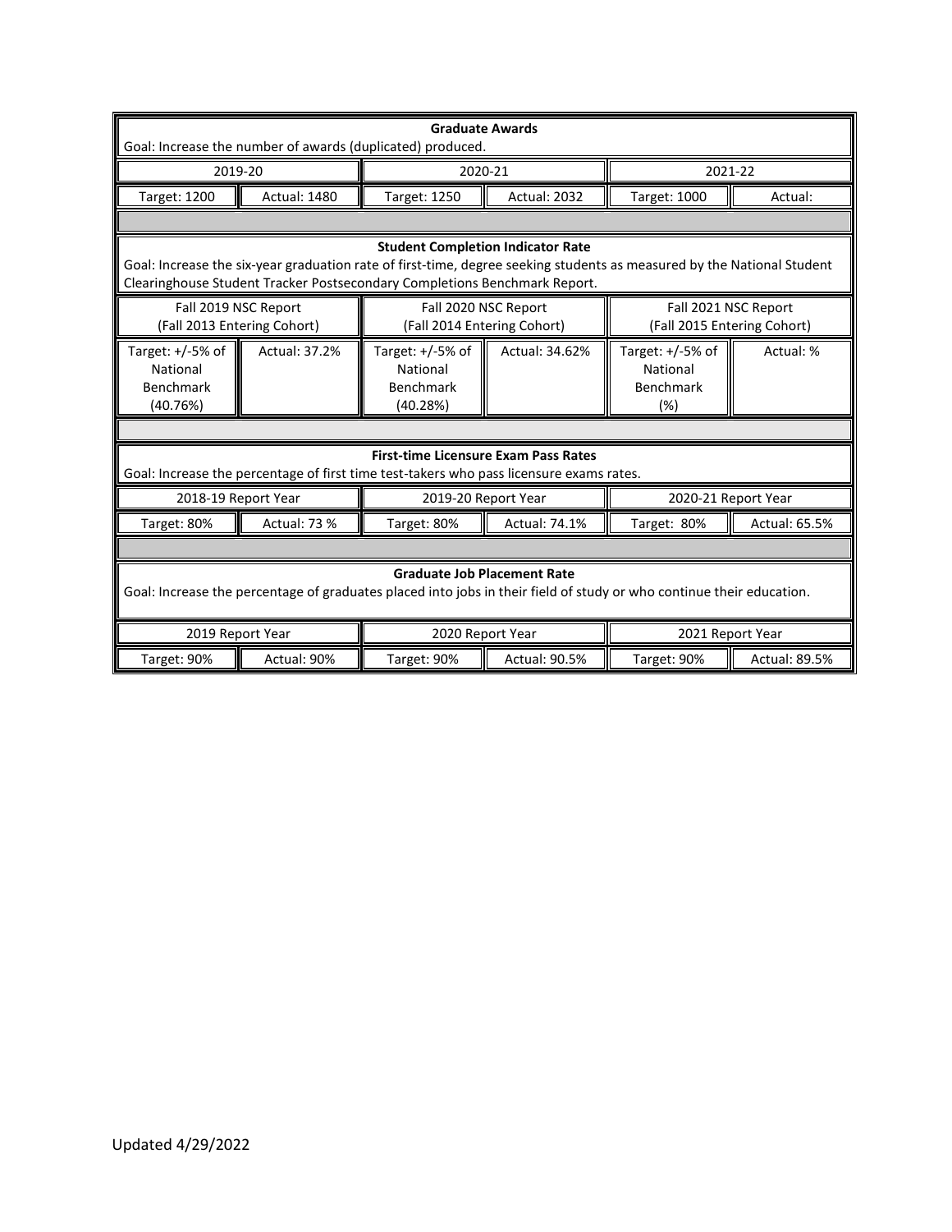| Graduate Awards | | | | | |
|---|---|---|---|---|---|
| Goal: Increase the number of awards (duplicated) produced. | | | | | |
| 2019-20 | | 2020-21 | | 2021-22 | |
| Target: 1200 | Actual: 1480 | Target: 1250 | Actual: 2032 | Target: 1000 | Actual: |

| Student Completion Indicator Rate | | | | | |
|---|---|---|---|---|---|
| Goal: Increase the six-year graduation rate of first-time, degree seeking students as measured by the National Student Clearinghouse Student Tracker Postsecondary Completions Benchmark Report. | | | | | |
| Fall 2019 NSC Report (Fall 2013 Entering Cohort) | | Fall 2020 NSC Report (Fall 2014 Entering Cohort) | | Fall 2021 NSC Report (Fall 2015 Entering Cohort) | |
| Target: +/-5% of National Benchmark (40.76%) | Actual: 37.2% | Target: +/-5% of National Benchmark (40.28%) | Actual: 34.62% | Target: +/-5% of National Benchmark (%) | Actual: % |

| First-time Licensure Exam Pass Rates | | | | | |
|---|---|---|---|---|---|
| Goal: Increase the percentage of first time test-takers who pass licensure exams rates. | | | | | |
| 2018-19 Report Year | | 2019-20 Report Year | | 2020-21 Report Year | |
| Target: 80% | Actual: 73 % | Target: 80% | Actual: 74.1% | Target: 80% | Actual: 65.5% |

| Graduate Job Placement Rate | | | | | |
|---|---|---|---|---|---|
| Goal: Increase the percentage of graduates placed into jobs in their field of study or who continue their education. | | | | | |
| 2019 Report Year | | 2020 Report Year | | 2021 Report Year | |
| Target: 90% | Actual: 90% | Target: 90% | Actual: 90.5% | Target: 90% | Actual: 89.5% |

Updated 4/29/2022